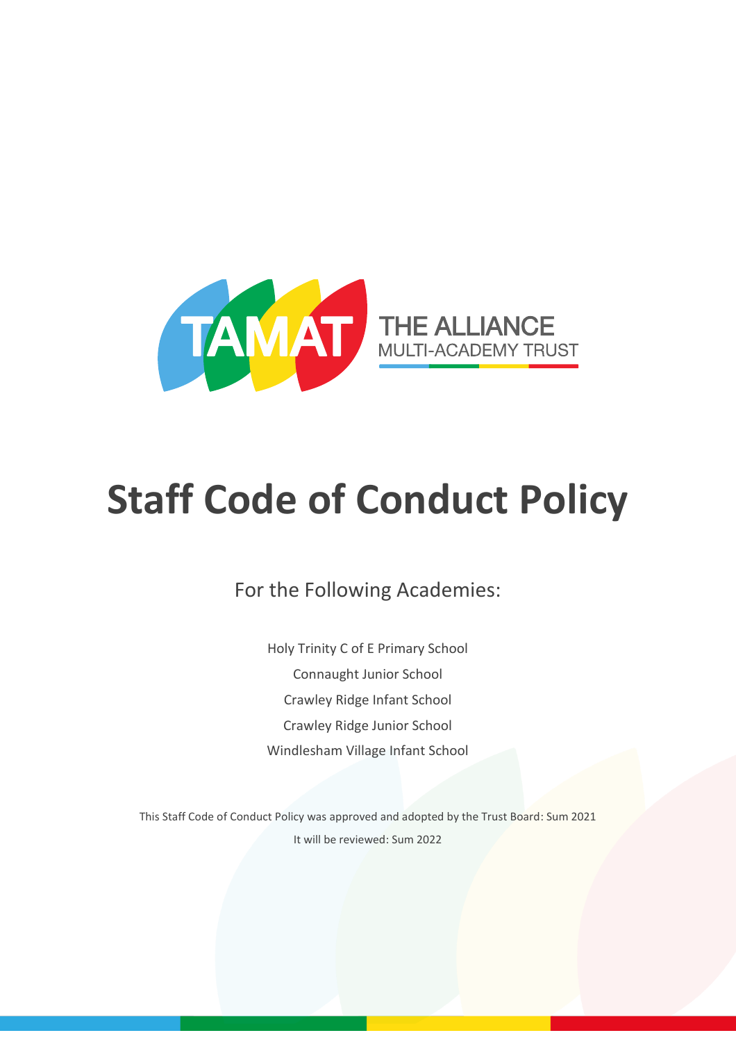TAMAT THE ALLIANCE MULTI-ACADEMY TRUST

# Staff Code of Conduct Policy

For the Following Academies:

Holy Trinity C of E Primary School

Connaught Junior School

Crawley Ridge Infant School

Crawley Ridge Junior School

Windlesham Village Infant School

This Staff Code of Conduct Policy was approved and adopted by the Trust Board: Sum 2021

It will be reviewed: Sum 2022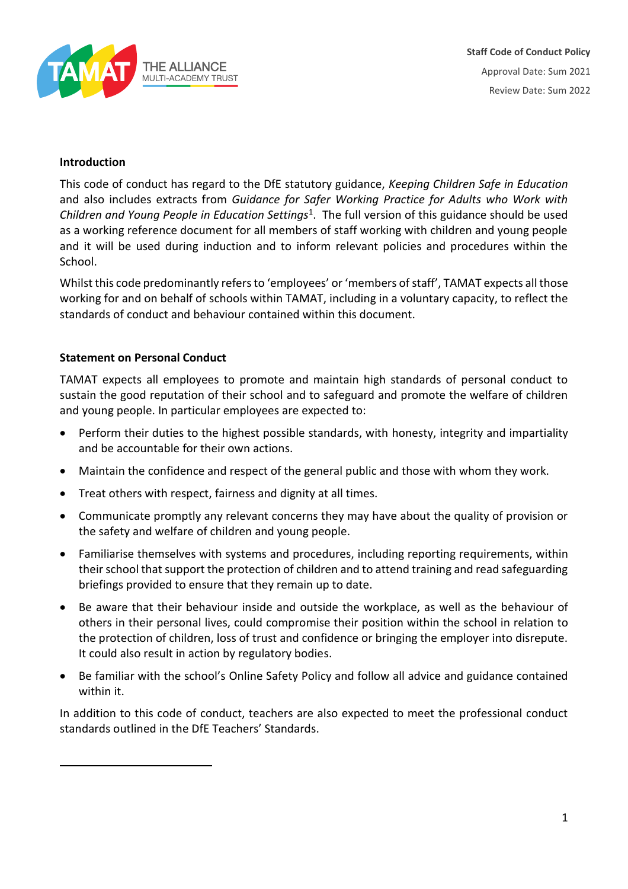**Staff Code of Conduct Policy**

Approval Date: Sum 2021

Review Date: Sum 2022

## Introduction

This code of conduct has regard to the DfE statutory guidance, *Keeping Children Safe in Education* and also includes extracts from *Guidance for Safer Working Practice for Adults who Work with Children and Young People in Education Settings*[1]. The full version of this guidance should be used as a working reference document for all members of staff working with children and young people and it will be used during induction and to inform relevant policies and procedures within the School.

Whilst this code predominantly refers to 'employees' or 'members of staff', TAMAT expects all those working for and on behalf of schools within TAMAT, including in a voluntary capacity, to reflect the standards of conduct and behaviour contained within this document.

## Statement on Personal Conduct

TAMAT expects all employees to promote and maintain high standards of personal conduct to sustain the good reputation of their school and to safeguard and promote the welfare of children and young people. In particular employees are expected to:

- Perform their duties to the highest possible standards, with honesty, integrity and impartiality and be accountable for their own actions.
- Maintain the confidence and respect of the general public and those with whom they work.
- Treat others with respect, fairness and dignity at all times.
- Communicate promptly any relevant concerns they may have about the quality of provision or the safety and welfare of children and young people.
- Familiarise themselves with systems and procedures, including reporting requirements, within their school that support the protection of children and to attend training and read safeguarding briefings provided to ensure that they remain up to date.
- Be aware that their behaviour inside and outside the workplace, as well as the behaviour of others in their personal lives, could compromise their position within the school in relation to the protection of children, loss of trust and confidence or bringing the employer into disrepute. It could also result in action by regulatory bodies.
- Be familiar with the school's Online Safety Policy and follow all advice and guidance contained within it.

In addition to this code of conduct, teachers are also expected to meet the professional conduct standards outlined in the DfE Teachers' Standards.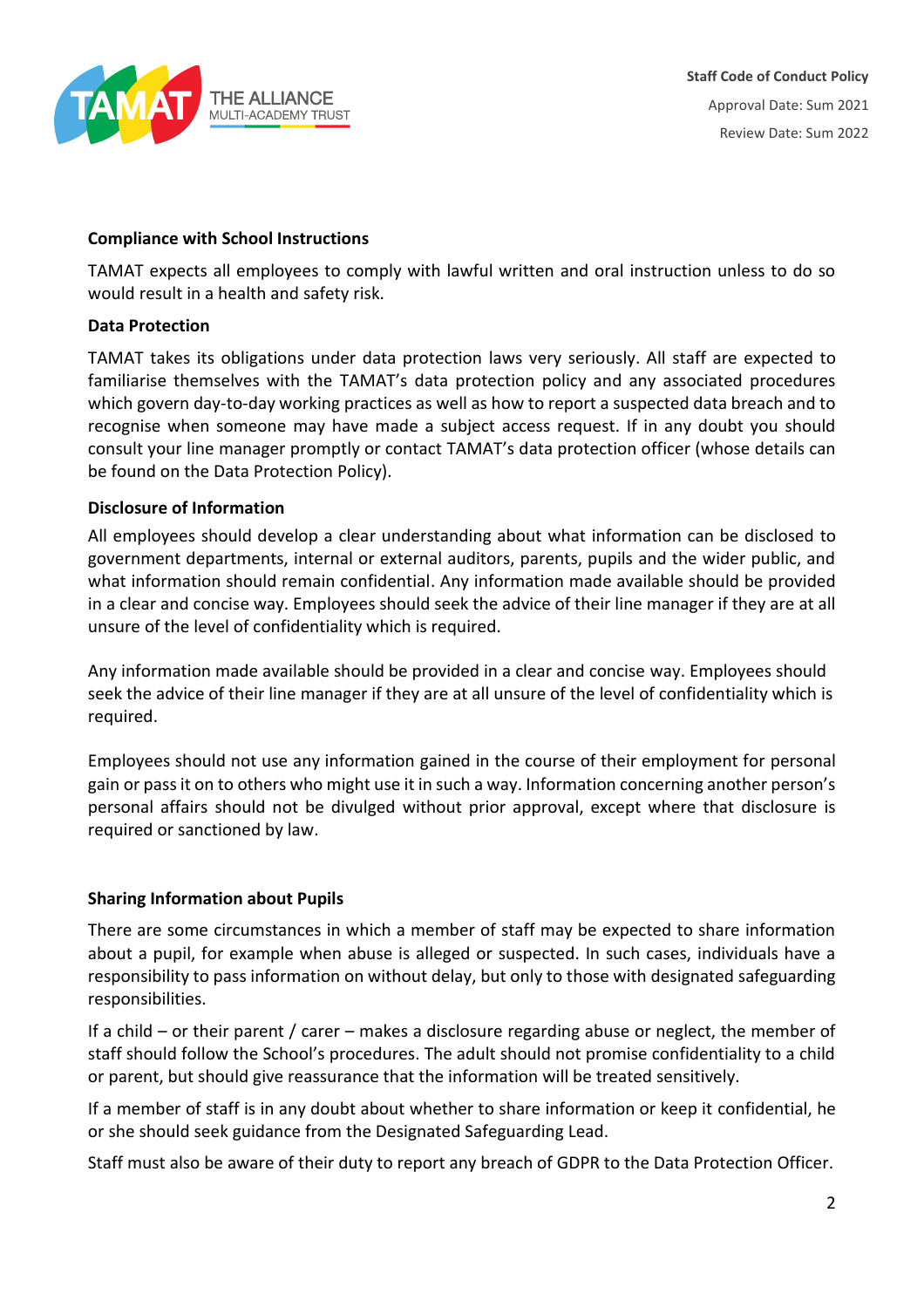**Compliance with School Instructions**

TAMAT expects all employees to comply with lawful written and oral instruction unless to do so would result in a health and safety risk.

**Data Protection**

TAMAT takes its obligations under data protection laws very seriously. All staff are expected to familiarise themselves with the TAMAT's data protection policy and any associated procedures which govern day-to-day working practices as well as how to report a suspected data breach and to recognise when someone may have made a subject access request. If in any doubt you should consult your line manager promptly or contact TAMAT's data protection officer (whose details can be found on the Data Protection Policy).

**Disclosure of Information**

All employees should develop a clear understanding about what information can be disclosed to government departments, internal or external auditors, parents, pupils and the wider public, and what information should remain confidential. Any information made available should be provided in a clear and concise way. Employees should seek the advice of their line manager if they are at all unsure of the level of confidentiality which is required.

Any information made available should be provided in a clear and concise way. Employees should seek the advice of their line manager if they are at all unsure of the level of confidentiality which is required.

Employees should not use any information gained in the course of their employment for personal gain or pass it on to others who might use it in such a way. Information concerning another person's personal affairs should not be divulged without prior approval, except where that disclosure is required or sanctioned by law.

**Sharing Information about Pupils**

There are some circumstances in which a member of staff may be expected to share information about a pupil, for example when abuse is alleged or suspected. In such cases, individuals have a responsibility to pass information on without delay, but only to those with designated safeguarding responsibilities.

If a child – or their parent / carer – makes a disclosure regarding abuse or neglect, the member of staff should follow the School's procedures. The adult should not promise confidentiality to a child or parent, but should give reassurance that the information will be treated sensitively.

If a member of staff is in any doubt about whether to share information or keep it confidential, he or she should seek guidance from the Designated Safeguarding Lead.

Staff must also be aware of their duty to report any breach of GDPR to the Data Protection Officer.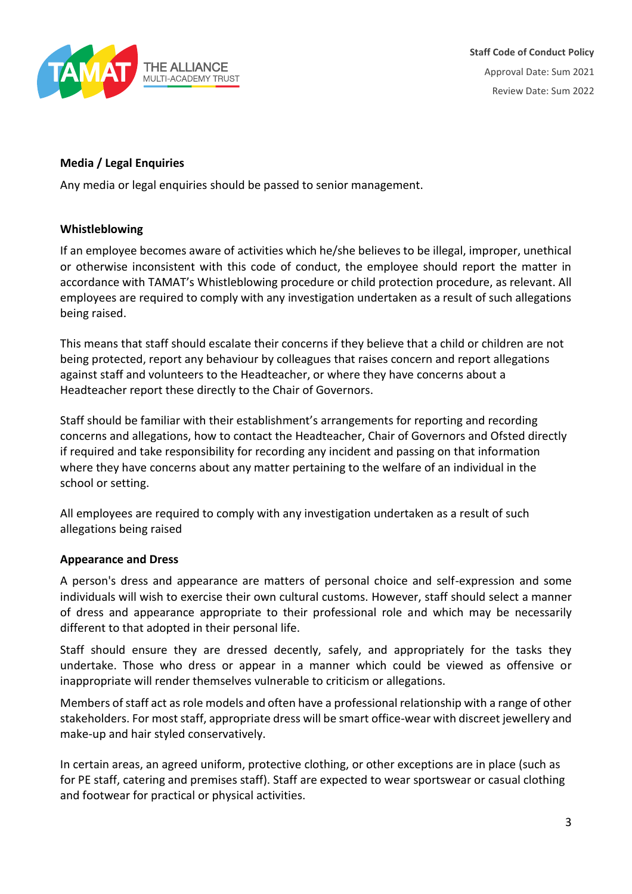**Media / Legal Enquiries**

Any media or legal enquiries should be passed to senior management.

**Whistleblowing**

If an employee becomes aware of activities which he/she believes to be illegal, improper, unethical or otherwise inconsistent with this code of conduct, the employee should report the matter in accordance with TAMAT's Whistleblowing procedure or child protection procedure, as relevant. All employees are required to comply with any investigation undertaken as a result of such allegations being raised.

This means that staff should escalate their concerns if they believe that a child or children are not being protected, report any behaviour by colleagues that raises concern and report allegations against staff and volunteers to the Headteacher, or where they have concerns about a Headteacher report these directly to the Chair of Governors.

Staff should be familiar with their establishment's arrangements for reporting and recording concerns and allegations, how to contact the Headteacher, Chair of Governors and Ofsted directly if required and take responsibility for recording any incident and passing on that information where they have concerns about any matter pertaining to the welfare of an individual in the school or setting.

All employees are required to comply with any investigation undertaken as a result of such allegations being raised

**Appearance and Dress**

A person's dress and appearance are matters of personal choice and self-expression and some individuals will wish to exercise their own cultural customs. However, staff should select a manner of dress and appearance appropriate to their professional role and which may be necessarily different to that adopted in their personal life.

Staff should ensure they are dressed decently, safely, and appropriately for the tasks they undertake. Those who dress or appear in a manner which could be viewed as offensive or inappropriate will render themselves vulnerable to criticism or allegations.

Members of staff act as role models and often have a professional relationship with a range of other stakeholders. For most staff, appropriate dress will be smart office-wear with discreet jewellery and make-up and hair styled conservatively.

In certain areas, an agreed uniform, protective clothing, or other exceptions are in place (such as for PE staff, catering and premises staff). Staff are expected to wear sportswear or casual clothing and footwear for practical or physical activities.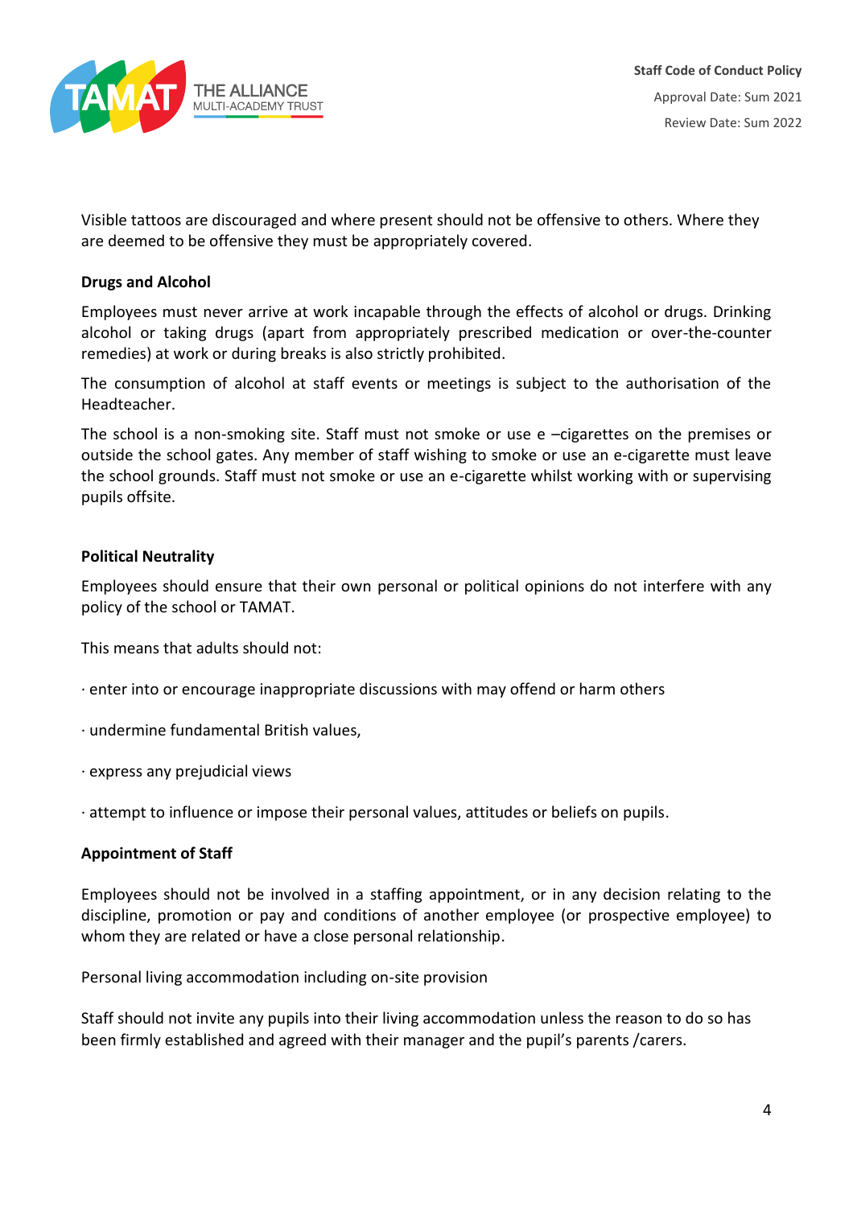Visible tattoos are discouraged and where present should not be offensive to others. Where they are deemed to be offensive they must be appropriately covered.

**Drugs and Alcohol**

Employees must never arrive at work incapable through the effects of alcohol or drugs. Drinking alcohol or taking drugs (apart from appropriately prescribed medication or over-the-counter remedies) at work or during breaks is also strictly prohibited.

The consumption of alcohol at staff events or meetings is subject to the authorisation of the Headteacher.

The school is a non-smoking site. Staff must not smoke or use e –cigarettes on the premises or outside the school gates. Any member of staff wishing to smoke or use an e-cigarette must leave the school grounds. Staff must not smoke or use an e-cigarette whilst working with or supervising pupils offsite.

**Political Neutrality**

Employees should ensure that their own personal or political opinions do not interfere with any policy of the school or TAMAT.

This means that adults should not:

- enter into or encourage inappropriate discussions with may offend or harm others
- undermine fundamental British values,
- express any prejudicial views
- attempt to influence or impose their personal values, attitudes or beliefs on pupils.

**Appointment of Staff**

Employees should not be involved in a staffing appointment, or in any decision relating to the discipline, promotion or pay and conditions of another employee (or prospective employee) to whom they are related or have a close personal relationship.

Personal living accommodation including on-site provision

Staff should not invite any pupils into their living accommodation unless the reason to do so has been firmly established and agreed with their manager and the pupil's parents /carers.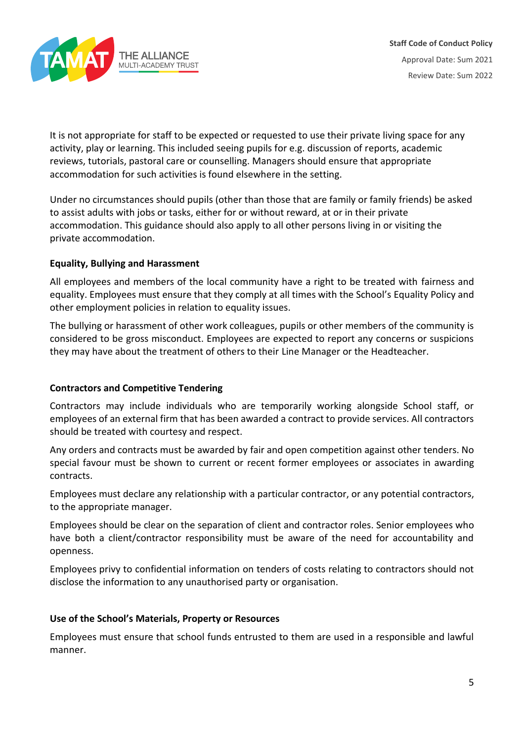It is not appropriate for staff to be expected or requested to use their private living space for any activity, play or learning. This included seeing pupils for e.g. discussion of reports, academic reviews, tutorials, pastoral care or counselling. Managers should ensure that appropriate accommodation for such activities is found elsewhere in the setting.

Under no circumstances should pupils (other than those that are family or family friends) be asked to assist adults with jobs or tasks, either for or without reward, at or in their private accommodation. This guidance should also apply to all other persons living in or visiting the private accommodation.

**Equality, Bullying and Harassment**

All employees and members of the local community have a right to be treated with fairness and equality. Employees must ensure that they comply at all times with the School's Equality Policy and other employment policies in relation to equality issues.

The bullying or harassment of other work colleagues, pupils or other members of the community is considered to be gross misconduct. Employees are expected to report any concerns or suspicions they may have about the treatment of others to their Line Manager or the Headteacher.

**Contractors and Competitive Tendering**

Contractors may include individuals who are temporarily working alongside School staff, or employees of an external firm that has been awarded a contract to provide services. All contractors should be treated with courtesy and respect.

Any orders and contracts must be awarded by fair and open competition against other tenders. No special favour must be shown to current or recent former employees or associates in awarding contracts.

Employees must declare any relationship with a particular contractor, or any potential contractors, to the appropriate manager.

Employees should be clear on the separation of client and contractor roles. Senior employees who have both a client/contractor responsibility must be aware of the need for accountability and openness.

Employees privy to confidential information on tenders of costs relating to contractors should not disclose the information to any unauthorised party or organisation.

**Use of the School's Materials, Property or Resources**

Employees must ensure that school funds entrusted to them are used in a responsible and lawful manner.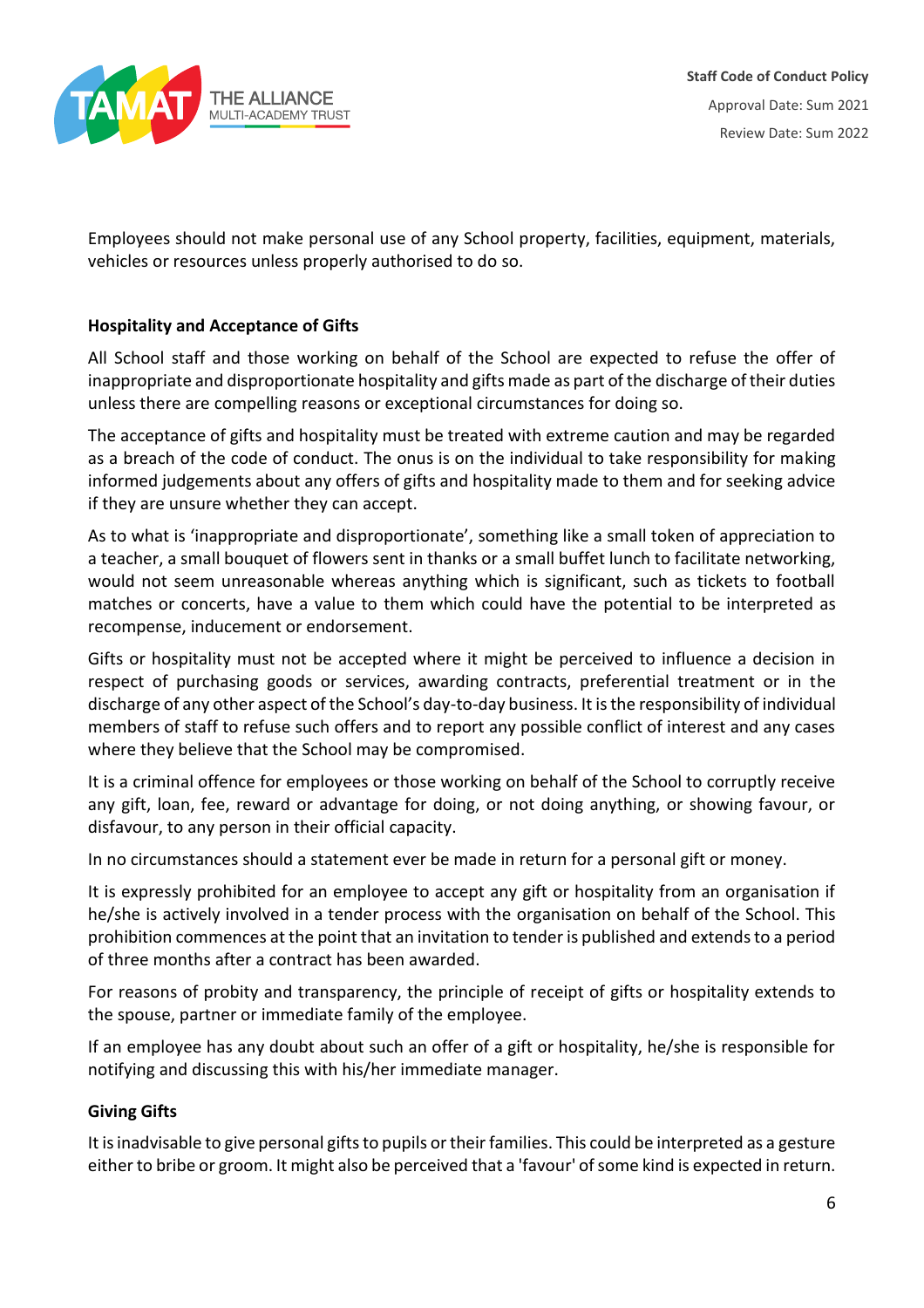Employees should not make personal use of any School property, facilities, equipment, materials, vehicles or resources unless properly authorised to do so.

### Hospitality and Acceptance of Gifts

All School staff and those working on behalf of the School are expected to refuse the offer of inappropriate and disproportionate hospitality and gifts made as part of the discharge of their duties unless there are compelling reasons or exceptional circumstances for doing so.

The acceptance of gifts and hospitality must be treated with extreme caution and may be regarded as a breach of the code of conduct. The onus is on the individual to take responsibility for making informed judgements about any offers of gifts and hospitality made to them and for seeking advice if they are unsure whether they can accept.

As to what is 'inappropriate and disproportionate', something like a small token of appreciation to a teacher, a small bouquet of flowers sent in thanks or a small buffet lunch to facilitate networking, would not seem unreasonable whereas anything which is significant, such as tickets to football matches or concerts, have a value to them which could have the potential to be interpreted as recompense, inducement or endorsement.

Gifts or hospitality must not be accepted where it might be perceived to influence a decision in respect of purchasing goods or services, awarding contracts, preferential treatment or in the discharge of any other aspect of the School's day-to-day business. It is the responsibility of individual members of staff to refuse such offers and to report any possible conflict of interest and any cases where they believe that the School may be compromised.

It is a criminal offence for employees or those working on behalf of the School to corruptly receive any gift, loan, fee, reward or advantage for doing, or not doing anything, or showing favour, or disfavour, to any person in their official capacity.

In no circumstances should a statement ever be made in return for a personal gift or money.

It is expressly prohibited for an employee to accept any gift or hospitality from an organisation if he/she is actively involved in a tender process with the organisation on behalf of the School. This prohibition commences at the point that an invitation to tender is published and extends to a period of three months after a contract has been awarded.

For reasons of probity and transparency, the principle of receipt of gifts or hospitality extends to the spouse, partner or immediate family of the employee.

If an employee has any doubt about such an offer of a gift or hospitality, he/she is responsible for notifying and discussing this with his/her immediate manager.

### Giving Gifts

It is inadvisable to give personal gifts to pupils or their families. This could be interpreted as a gesture either to bribe or groom. It might also be perceived that a 'favour' of some kind is expected in return.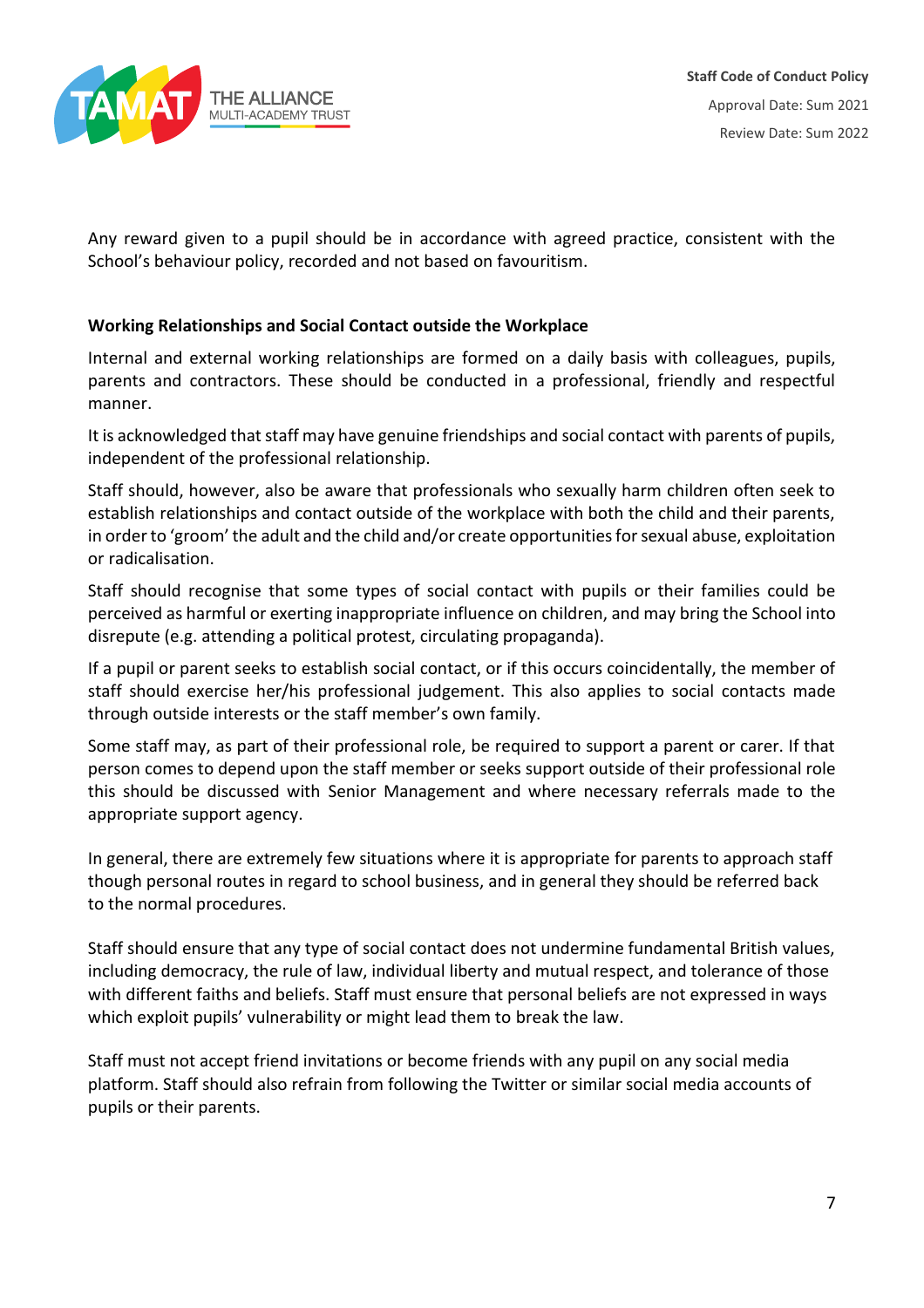Any reward given to a pupil should be in accordance with agreed practice, consistent with the School's behaviour policy, recorded and not based on favouritism.

**Working Relationships and Social Contact outside the Workplace**

Internal and external working relationships are formed on a daily basis with colleagues, pupils, parents and contractors. These should be conducted in a professional, friendly and respectful manner.

It is acknowledged that staff may have genuine friendships and social contact with parents of pupils, independent of the professional relationship.

Staff should, however, also be aware that professionals who sexually harm children often seek to establish relationships and contact outside of the workplace with both the child and their parents, in order to 'groom' the adult and the child and/or create opportunities for sexual abuse, exploitation or radicalisation.

Staff should recognise that some types of social contact with pupils or their families could be perceived as harmful or exerting inappropriate influence on children, and may bring the School into disrepute (e.g. attending a political protest, circulating propaganda).

If a pupil or parent seeks to establish social contact, or if this occurs coincidentally, the member of staff should exercise her/his professional judgement. This also applies to social contacts made through outside interests or the staff member's own family.

Some staff may, as part of their professional role, be required to support a parent or carer. If that person comes to depend upon the staff member or seeks support outside of their professional role this should be discussed with Senior Management and where necessary referrals made to the appropriate support agency.

In general, there are extremely few situations where it is appropriate for parents to approach staff though personal routes in regard to school business, and in general they should be referred back to the normal procedures.

Staff should ensure that any type of social contact does not undermine fundamental British values, including democracy, the rule of law, individual liberty and mutual respect, and tolerance of those with different faiths and beliefs. Staff must ensure that personal beliefs are not expressed in ways which exploit pupils' vulnerability or might lead them to break the law.

Staff must not accept friend invitations or become friends with any pupil on any social media platform. Staff should also refrain from following the Twitter or similar social media accounts of pupils or their parents.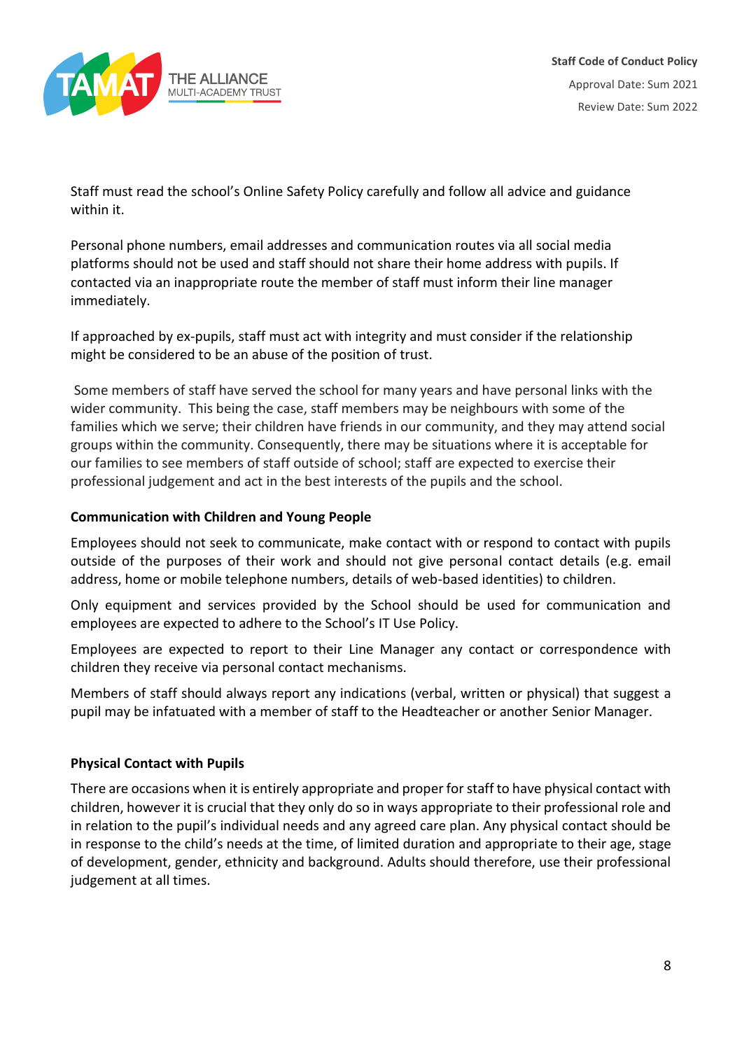Staff must read the school's Online Safety Policy carefully and follow all advice and guidance within it.

Personal phone numbers, email addresses and communication routes via all social media platforms should not be used and staff should not share their home address with pupils. If contacted via an inappropriate route the member of staff must inform their line manager immediately.

If approached by ex-pupils, staff must act with integrity and must consider if the relationship might be considered to be an abuse of the position of trust.

Some members of staff have served the school for many years and have personal links with the wider community. This being the case, staff members may be neighbours with some of the families which we serve; their children have friends in our community, and they may attend social groups within the community. Consequently, there may be situations where it is acceptable for our families to see members of staff outside of school; staff are expected to exercise their professional judgement and act in the best interests of the pupils and the school.

**Communication with Children and Young People**

Employees should not seek to communicate, make contact with or respond to contact with pupils outside of the purposes of their work and should not give personal contact details (e.g. email address, home or mobile telephone numbers, details of web-based identities) to children.

Only equipment and services provided by the School should be used for communication and employees are expected to adhere to the School's IT Use Policy.

Employees are expected to report to their Line Manager any contact or correspondence with children they receive via personal contact mechanisms.

Members of staff should always report any indications (verbal, written or physical) that suggest a pupil may be infatuated with a member of staff to the Headteacher or another Senior Manager.

**Physical Contact with Pupils**

There are occasions when it is entirely appropriate and proper for staff to have physical contact with children, however it is crucial that they only do so in ways appropriate to their professional role and in relation to the pupil's individual needs and any agreed care plan. Any physical contact should be in response to the child's needs at the time, of limited duration and appropriate to their age, stage of development, gender, ethnicity and background. Adults should therefore, use their professional judgement at all times.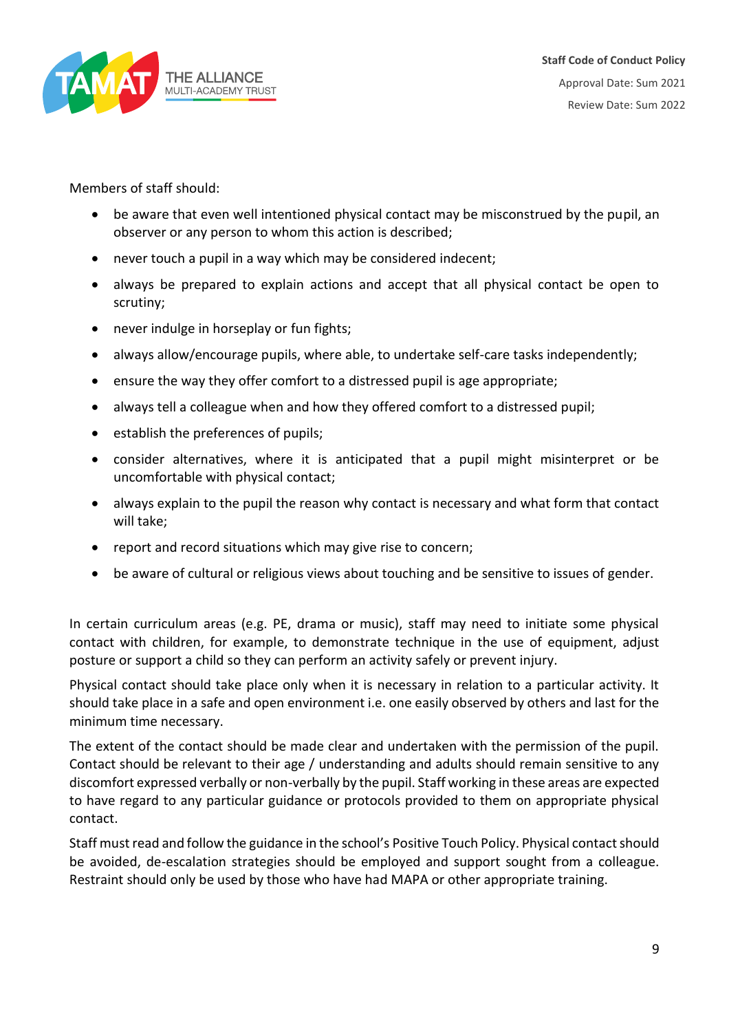Members of staff should:

- be aware that even well intentioned physical contact may be misconstrued by the pupil, an observer or any person to whom this action is described;
- never touch a pupil in a way which may be considered indecent;
- always be prepared to explain actions and accept that all physical contact be open to scrutiny;
- never indulge in horseplay or fun fights;
- always allow/encourage pupils, where able, to undertake self-care tasks independently;
- ensure the way they offer comfort to a distressed pupil is age appropriate;
- always tell a colleague when and how they offered comfort to a distressed pupil;
- establish the preferences of pupils;
- consider alternatives, where it is anticipated that a pupil might misinterpret or be uncomfortable with physical contact;
- always explain to the pupil the reason why contact is necessary and what form that contact will take;
- report and record situations which may give rise to concern;
- be aware of cultural or religious views about touching and be sensitive to issues of gender.

In certain curriculum areas (e.g. PE, drama or music), staff may need to initiate some physical contact with children, for example, to demonstrate technique in the use of equipment, adjust posture or support a child so they can perform an activity safely or prevent injury.

Physical contact should take place only when it is necessary in relation to a particular activity. It should take place in a safe and open environment i.e. one easily observed by others and last for the minimum time necessary.

The extent of the contact should be made clear and undertaken with the permission of the pupil. Contact should be relevant to their age / understanding and adults should remain sensitive to any discomfort expressed verbally or non-verbally by the pupil. Staff working in these areas are expected to have regard to any particular guidance or protocols provided to them on appropriate physical contact.

Staff must read and follow the guidance in the school's Positive Touch Policy. Physical contact should be avoided, de-escalation strategies should be employed and support sought from a colleague. Restraint should only be used by those who have had MAPA or other appropriate training.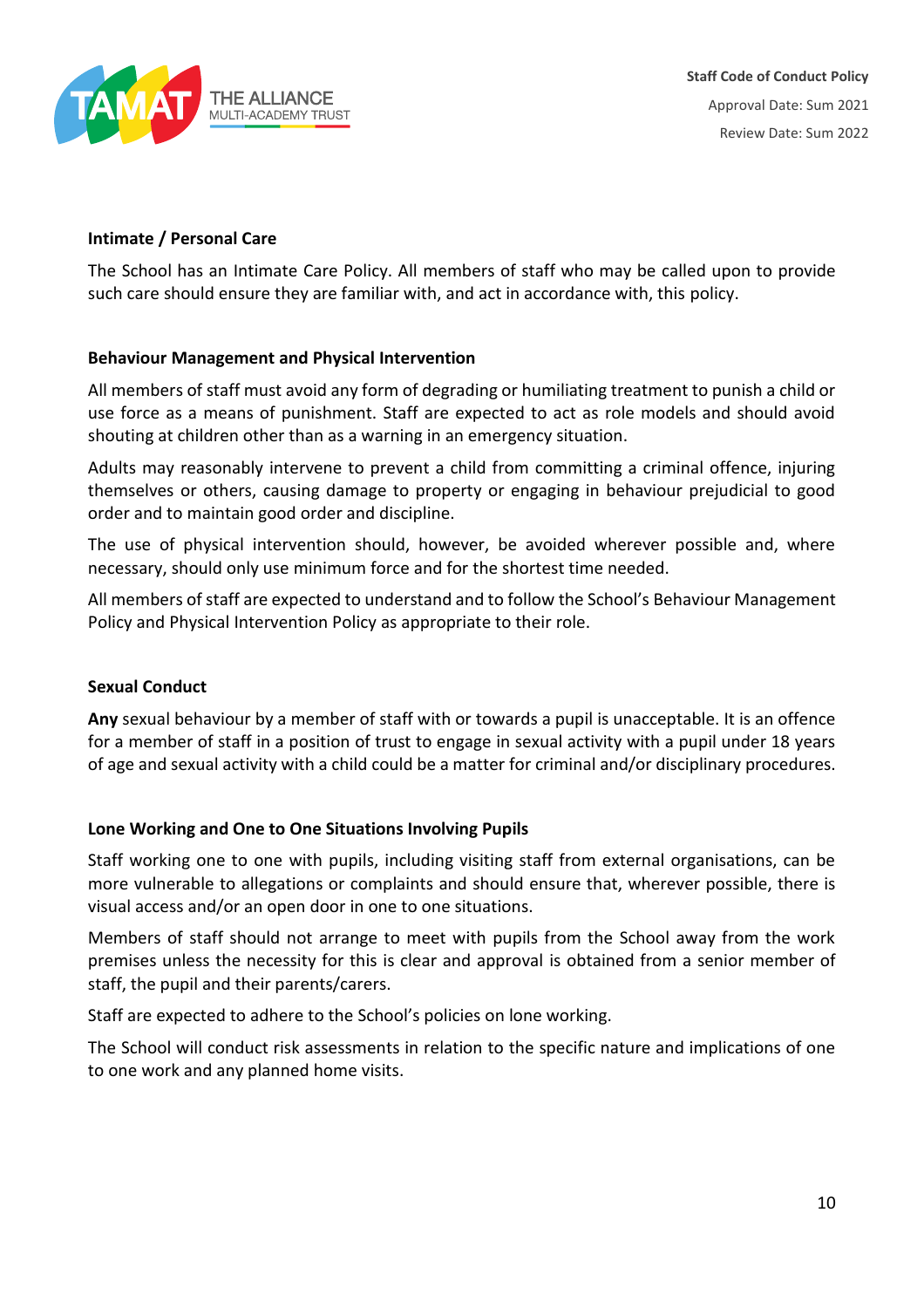**Intimate / Personal Care**

The School has an Intimate Care Policy. All members of staff who may be called upon to provide such care should ensure they are familiar with, and act in accordance with, this policy.

**Behaviour Management and Physical Intervention**

All members of staff must avoid any form of degrading or humiliating treatment to punish a child or use force as a means of punishment. Staff are expected to act as role models and should avoid shouting at children other than as a warning in an emergency situation.

Adults may reasonably intervene to prevent a child from committing a criminal offence, injuring themselves or others, causing damage to property or engaging in behaviour prejudicial to good order and to maintain good order and discipline.

The use of physical intervention should, however, be avoided wherever possible and, where necessary, should only use minimum force and for the shortest time needed.

All members of staff are expected to understand and to follow the School's Behaviour Management Policy and Physical Intervention Policy as appropriate to their role.

**Sexual Conduct**

**Any** sexual behaviour by a member of staff with or towards a pupil is unacceptable. It is an offence for a member of staff in a position of trust to engage in sexual activity with a pupil under 18 years of age and sexual activity with a child could be a matter for criminal and/or disciplinary procedures.

**Lone Working and One to One Situations Involving Pupils**

Staff working one to one with pupils, including visiting staff from external organisations, can be more vulnerable to allegations or complaints and should ensure that, wherever possible, there is visual access and/or an open door in one to one situations.

Members of staff should not arrange to meet with pupils from the School away from the work premises unless the necessity for this is clear and approval is obtained from a senior member of staff, the pupil and their parents/carers.

Staff are expected to adhere to the School's policies on lone working.

The School will conduct risk assessments in relation to the specific nature and implications of one to one work and any planned home visits.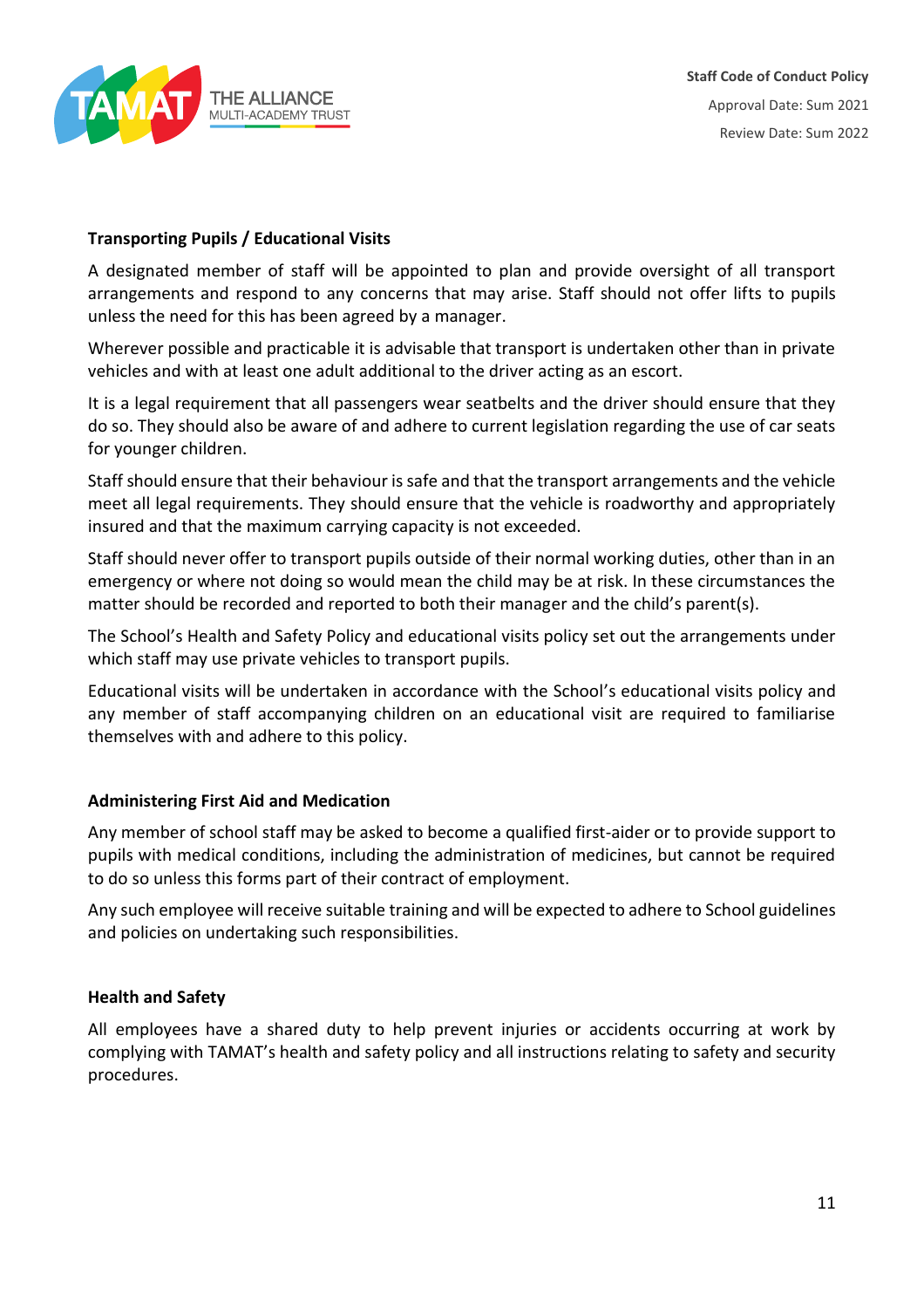**Transporting Pupils / Educational Visits**

A designated member of staff will be appointed to plan and provide oversight of all transport arrangements and respond to any concerns that may arise. Staff should not offer lifts to pupils unless the need for this has been agreed by a manager.

Wherever possible and practicable it is advisable that transport is undertaken other than in private vehicles and with at least one adult additional to the driver acting as an escort.

It is a legal requirement that all passengers wear seatbelts and the driver should ensure that they do so. They should also be aware of and adhere to current legislation regarding the use of car seats for younger children.

Staff should ensure that their behaviour is safe and that the transport arrangements and the vehicle meet all legal requirements. They should ensure that the vehicle is roadworthy and appropriately insured and that the maximum carrying capacity is not exceeded.

Staff should never offer to transport pupils outside of their normal working duties, other than in an emergency or where not doing so would mean the child may be at risk. In these circumstances the matter should be recorded and reported to both their manager and the child's parent(s).

The School's Health and Safety Policy and educational visits policy set out the arrangements under which staff may use private vehicles to transport pupils.

Educational visits will be undertaken in accordance with the School's educational visits policy and any member of staff accompanying children on an educational visit are required to familiarise themselves with and adhere to this policy.

**Administering First Aid and Medication**

Any member of school staff may be asked to become a qualified first-aider or to provide support to pupils with medical conditions, including the administration of medicines, but cannot be required to do so unless this forms part of their contract of employment.

Any such employee will receive suitable training and will be expected to adhere to School guidelines and policies on undertaking such responsibilities.

**Health and Safety**

All employees have a shared duty to help prevent injuries or accidents occurring at work by complying with TAMAT's health and safety policy and all instructions relating to safety and security procedures.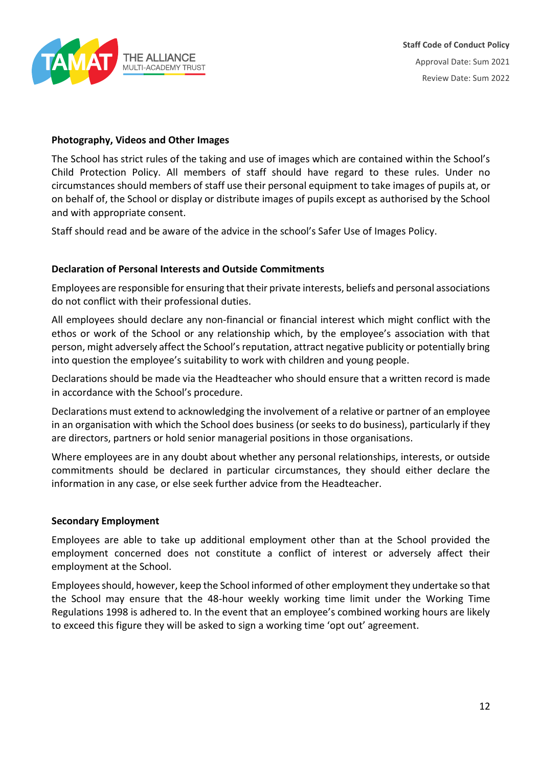**Photography, Videos and Other Images**

The School has strict rules of the taking and use of images which are contained within the School's Child Protection Policy. All members of staff should have regard to these rules. Under no circumstances should members of staff use their personal equipment to take images of pupils at, or on behalf of, the School or display or distribute images of pupils except as authorised by the School and with appropriate consent.

Staff should read and be aware of the advice in the school's Safer Use of Images Policy.

**Declaration of Personal Interests and Outside Commitments**

Employees are responsible for ensuring that their private interests, beliefs and personal associations do not conflict with their professional duties.

All employees should declare any non-financial or financial interest which might conflict with the ethos or work of the School or any relationship which, by the employee's association with that person, might adversely affect the School's reputation, attract negative publicity or potentially bring into question the employee's suitability to work with children and young people.

Declarations should be made via the Headteacher who should ensure that a written record is made in accordance with the School's procedure.

Declarations must extend to acknowledging the involvement of a relative or partner of an employee in an organisation with which the School does business (or seeks to do business), particularly if they are directors, partners or hold senior managerial positions in those organisations.

Where employees are in any doubt about whether any personal relationships, interests, or outside commitments should be declared in particular circumstances, they should either declare the information in any case, or else seek further advice from the Headteacher.

**Secondary Employment**

Employees are able to take up additional employment other than at the School provided the employment concerned does not constitute a conflict of interest or adversely affect their employment at the School.

Employees should, however, keep the School informed of other employment they undertake so that the School may ensure that the 48-hour weekly working time limit under the Working Time Regulations 1998 is adhered to. In the event that an employee's combined working hours are likely to exceed this figure they will be asked to sign a working time 'opt out' agreement.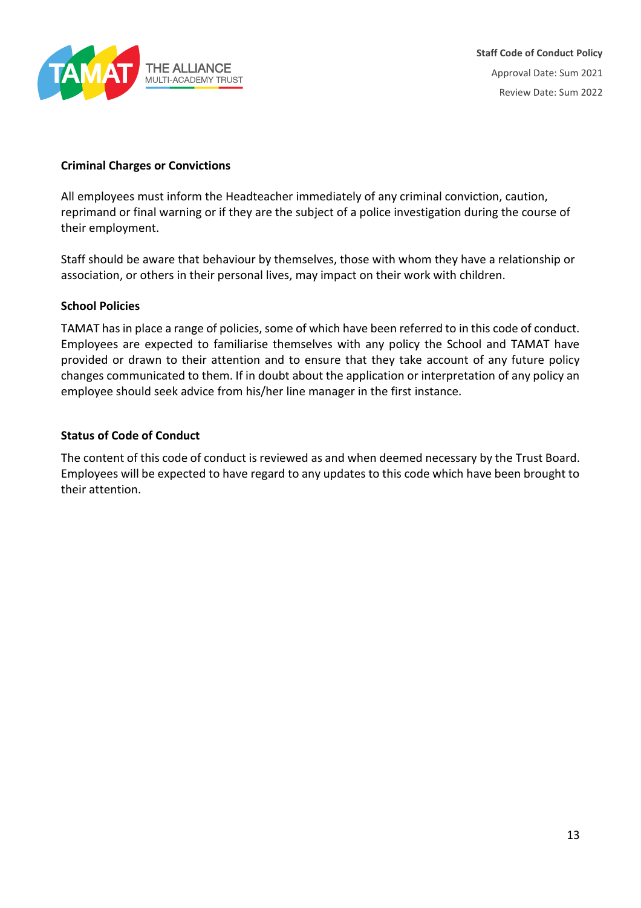**Criminal Charges or Convictions**

All employees must inform the Headteacher immediately of any criminal conviction, caution, reprimand or final warning or if they are the subject of a police investigation during the course of their employment.

Staff should be aware that behaviour by themselves, those with whom they have a relationship or association, or others in their personal lives, may impact on their work with children.

**School Policies**

TAMAT has in place a range of policies, some of which have been referred to in this code of conduct. Employees are expected to familiarise themselves with any policy the School and TAMAT have provided or drawn to their attention and to ensure that they take account of any future policy changes communicated to them. If in doubt about the application or interpretation of any policy an employee should seek advice from his/her line manager in the first instance.

**Status of Code of Conduct**

The content of this code of conduct is reviewed as and when deemed necessary by the Trust Board. Employees will be expected to have regard to any updates to this code which have been brought to their attention.